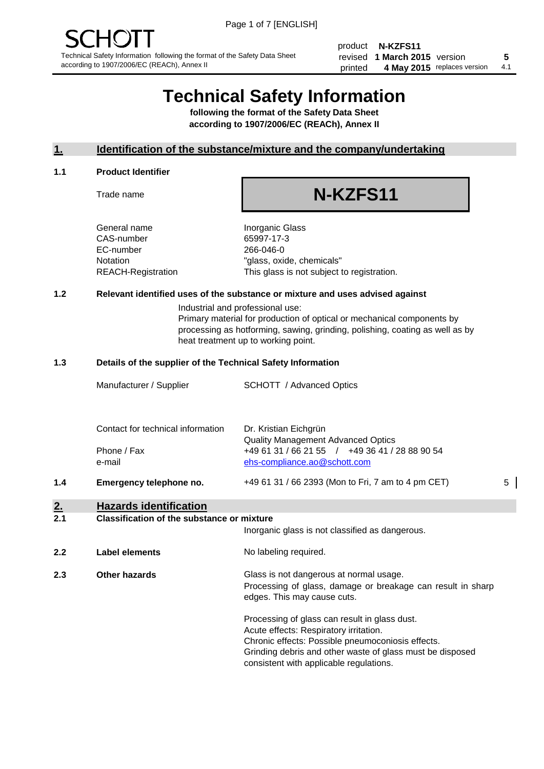| product | **N-KZFS11** | | |
|---|---|---|---|
| revised | **1 March 2015** | version | **5** |
| printed | **4 May 2015** | replaces version | 4.1 |

SCHOTT

Technical Safety Information following the format of the Safety Data Sheet according to 1907/2006/EC (REACh), Annex II

# Technical Safety Information

**following the format of the Safety Data Sheet according to 1907/2006/EC (REACh), Annex II**

## 1. Identification of the substance/mixture and the company/undertaking

### 1.1 Product Identifier

Trade name **N-KZFS11**

| | |
|---|---|
| General name | Inorganic Glass |
| CAS-number | 65997-17-3 |
| EC-number | 266-046-0 |
| Notation | "glass, oxide, chemicals" |
| REACH-Registration | This glass is not subject to registration. |

### 1.2 Relevant identified uses of the substance or mixture and uses advised against

Industrial and professional use:
Primary material for production of optical or mechanical components by processing as hotforming, sawing, grinding, polishing, coating as well as by heat treatment up to working point.

### 1.3 Details of the supplier of the Technical Safety Information

| | |
|---|---|
| Manufacturer / Supplier | SCHOTT / Advanced Optics |
| Contact for technical information | Dr. Kristian Eichgrün<br>Quality Management Advanced Optics |
| Phone / Fax | +49 61 31 / 66 21 55 / +49 36 41 / 28 88 90 54 |
| e-mail | ehs-compliance.ao@schott.com |

### 1.4 Emergency telephone no.

+49 61 31 / 66 2393 (Mon to Fri, 7 am to 4 pm CET) 5

## 2. Hazards identification

### 2.1 Classification of the substance or mixture

Inorganic glass is not classified as dangerous.

### 2.2 Label elements

No labeling required.

### 2.3 Other hazards

Glass is not dangerous at normal usage.
Processing of glass, damage or breakage can result in sharp edges. This may cause cuts.

Processing of glass can result in glass dust.
Acute effects: Respiratory irritation.
Chronic effects: Possible pneumoconiosis effects.
Grinding debris and other waste of glass must be disposed consistent with applicable regulations.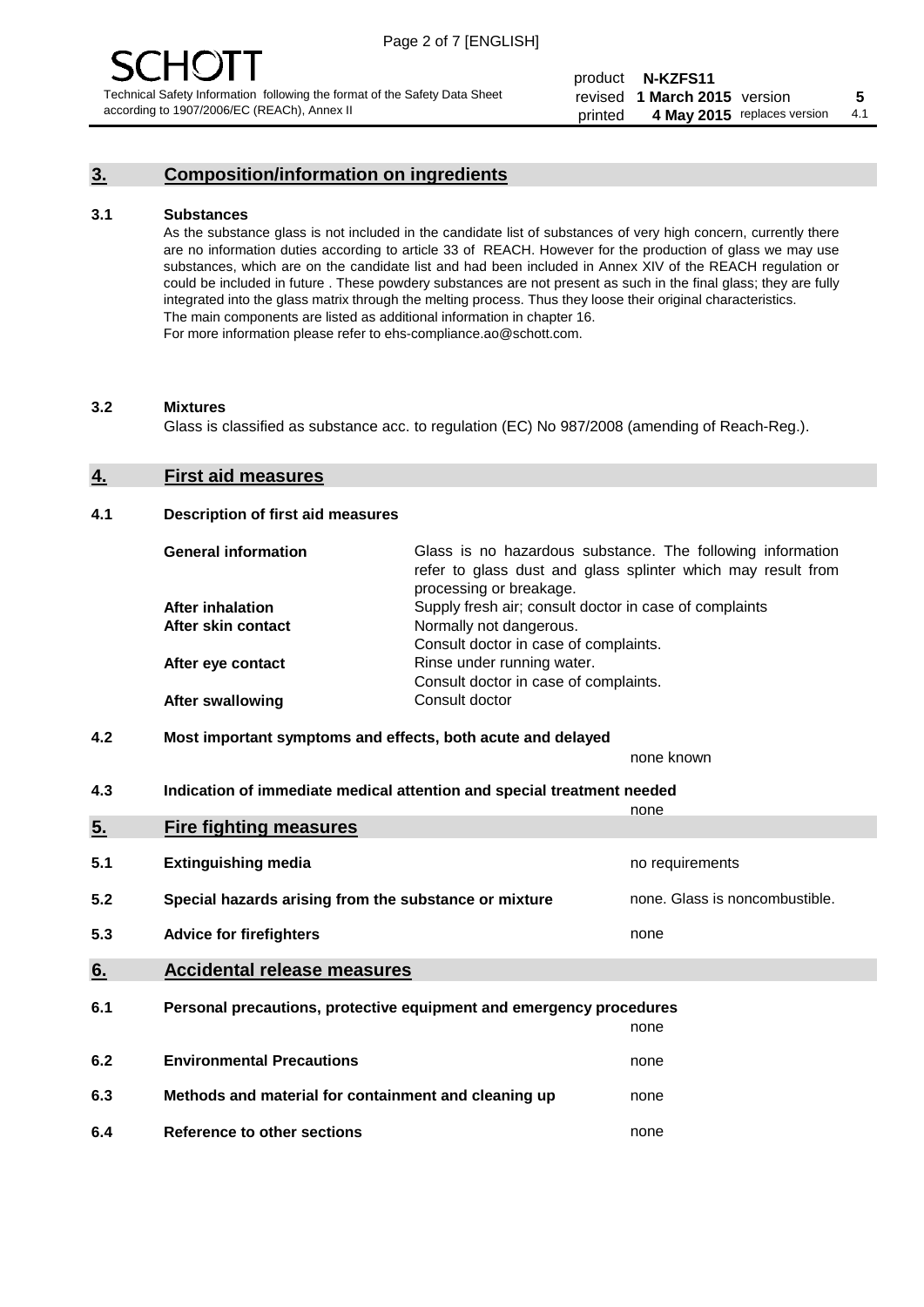## 3. Composition/information on ingredients

### 3.1 Substances

As the substance glass is not included in the candidate list of substances of very high concern, currently there are no information duties according to article 33 of REACH. However for the production of glass we may use substances, which are on the candidate list and had been included in Annex XIV of the REACH regulation or could be included in future . These powdery substances are not present as such in the final glass; they are fully integrated into the glass matrix through the melting process. Thus they loose their original characteristics. The main components are listed as additional information in chapter 16.
For more information please refer to ehs-compliance.ao@schott.com.

### 3.2 Mixtures

Glass is classified as substance acc. to regulation (EC) No 987/2008 (amending of Reach-Reg.).

## 4. First aid measures

### 4.1 Description of first aid measures

| | |
|---|---|
| **General information** | Glass is no hazardous substance. The following information refer to glass dust and glass splinter which may result from processing or breakage. |
| **After inhalation** | Supply fresh air; consult doctor in case of complaints |
| **After skin contact** | Normally not dangerous. Consult doctor in case of complaints. |
| **After eye contact** | Rinse under running water. Consult doctor in case of complaints. |
| **After swallowing** | Consult doctor |

### 4.2 Most important symptoms and effects, both acute and delayed

none known

### 4.3 Indication of immediate medical attention and special treatment needed

none

## 5. Fire fighting measures

| | | |
|---|---|---|
| **5.1** | **Extinguishing media** | no requirements |
| **5.2** | **Special hazards arising from the substance or mixture** | none. Glass is noncombustible. |
| **5.3** | **Advice for firefighters** | none |

## 6. Accidental release measures

| | | |
|---|---|---|
| **6.1** | **Personal precautions, protective equipment and emergency procedures** | none |
| **6.2** | **Environmental Precautions** | none |
| **6.3** | **Methods and material for containment and cleaning up** | none |
| **6.4** | **Reference to other sections** | none |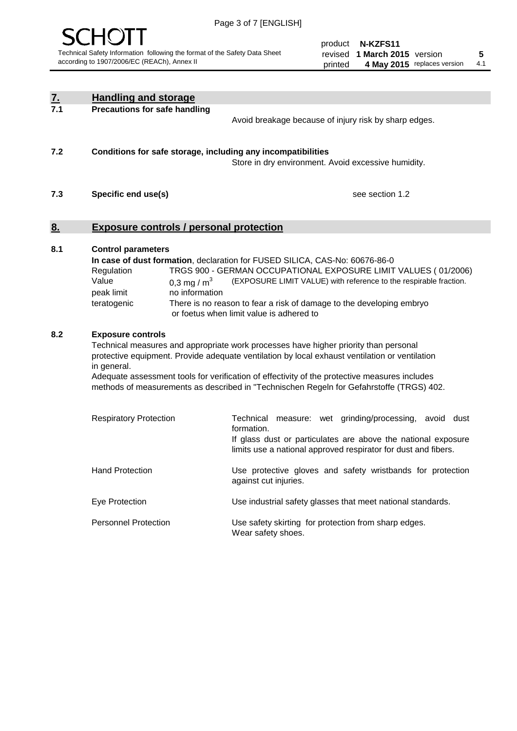## 7. Handling and storage

**7.1 Precautions for safe handling**

Avoid breakage because of injury risk by sharp edges.

**7.2 Conditions for safe storage, including any incompatibilities**

Store in dry environment. Avoid excessive humidity.

**7.3 Specific end use(s)**

see section 1.2

## 8. Exposure controls / personal protection

**8.1 Control parameters**

**In case of dust formation**, declaration for FUSED SILICA, CAS-No: 60676-86-0

| | |
|---|---|
| Regulation | TRGS 900 - GERMAN OCCUPATIONAL EXPOSURE LIMIT VALUES ( 01/2006) |
| Value | 0,3 mg / $m^3$ (EXPOSURE LIMIT VALUE) with reference to the respirable fraction. |
| peak limit | no information |
| teratogenic | There is no reason to fear a risk of damage to the developing embryo or foetus when limit value is adhered to |

**8.2 Exposure controls**

Technical measures and appropriate work processes have higher priority than personal protective equipment. Provide adequate ventilation by local exhaust ventilation or ventilation in general.

Adequate assessment tools for verification of effectivity of the protective measures includes methods of measurements as described in "Technischen Regeln for Gefahrstoffe (TRGS) 402.

| | |
|---|---|
| Respiratory Protection | Technical measure: wet grinding/processing, avoid dust formation. If glass dust or particulates are above the national exposure limits use a national approved respirator for dust and fibers. |
| Hand Protection | Use protective gloves and safety wristbands for protection against cut injuries. |
| Eye Protection | Use industrial safety glasses that meet national standards. |
| Personnel Protection | Use safety skirting for protection from sharp edges. Wear safety shoes. |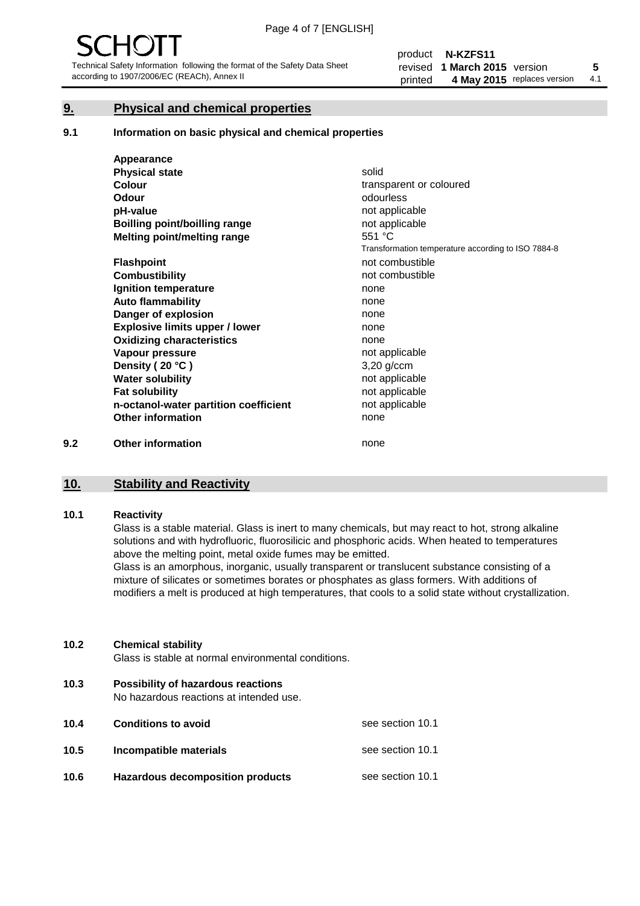## 9. Physical and chemical properties

### 9.1 Information on basic physical and chemical properties

| | |
|---|---|
| **Appearance** | |
| **Physical state** | solid |
| **Colour** | transparent or coloured |
| **Odour** | odourless |
| **pH-value** | not applicable |
| **Boilling point/boilling range** | not applicable |
| **Melting point/melting range** | 551 °C<br>Transformation temperature according to ISO 7884-8 |
| **Flashpoint** | not combustible |
| **Combustibility** | not combustible |
| **Ignition temperature** | none |
| **Auto flammability** | none |
| **Danger of explosion** | none |
| **Explosive limits upper / lower** | none |
| **Oxidizing characteristics** | none |
| **Vapour pressure** | not applicable |
| **Density ( 20 °C )** | 3,20 g/ccm |
| **Water solubility** | not applicable |
| **Fat solubility** | not applicable |
| **n-octanol-water partition coefficient** | not applicable |
| **Other information** | none |

### 9.2 Other information

none

## 10. Stability and Reactivity

### 10.1 Reactivity

Glass is a stable material. Glass is inert to many chemicals, but may react to hot, strong alkaline solutions and with hydrofluoric, fluorosilicic and phosphoric acids. When heated to temperatures above the melting point, metal oxide fumes may be emitted.
Glass is an amorphous, inorganic, usually transparent or translucent substance consisting of a mixture of silicates or sometimes borates or phosphates as glass formers. With additions of modifiers a melt is produced at high temperatures, that cools to a solid state without crystallization.

### 10.2 Chemical stability

Glass is stable at normal environmental conditions.

### 10.3 Possibility of hazardous reactions

No hazardous reactions at intended use.

| | | |
|---|---|---|
| **10.4** | **Conditions to avoid** | see section 10.1 |
| **10.5** | **Incompatible materials** | see section 10.1 |
| **10.6** | **Hazardous decomposition products** | see section 10.1 |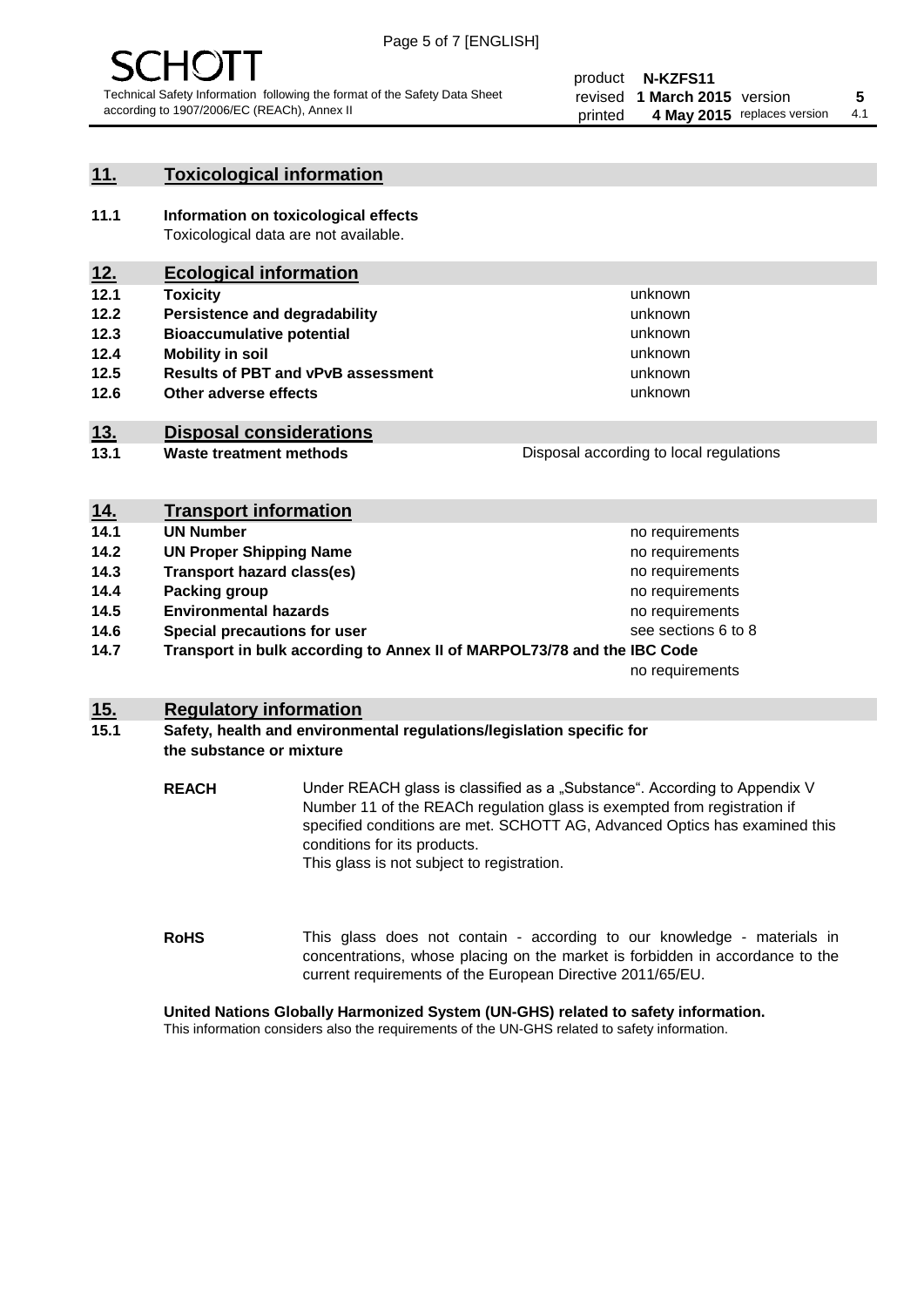## 11. Toxicological information

**11.1 Information on toxicological effects**
Toxicological data are not available.

## 12. Ecological information

| | | |
|---|---|---|
| **12.1** | **Toxicity** | unknown |
| **12.2** | **Persistence and degradability** | unknown |
| **12.3** | **Bioaccumulative potential** | unknown |
| **12.4** | **Mobility in soil** | unknown |
| **12.5** | **Results of PBT and vPvB assessment** | unknown |
| **12.6** | **Other adverse effects** | unknown |

## 13. Disposal considerations

| | | |
|---|---|---|
| **13.1** | **Waste treatment methods** | Disposal according to local regulations |

## 14. Transport information

| | | |
|---|---|---|
| **14.1** | **UN Number** | no requirements |
| **14.2** | **UN Proper Shipping Name** | no requirements |
| **14.3** | **Transport hazard class(es)** | no requirements |
| **14.4** | **Packing group** | no requirements |
| **14.5** | **Environmental hazards** | no requirements |
| **14.6** | **Special precautions for user** | see sections 6 to 8 |
| **14.7** | **Transport in bulk according to Annex II of MARPOL73/78 and the IBC Code** | no requirements |

## 15. Regulatory information

**15.1 Safety, health and environmental regulations/legislation specific for the substance or mixture**

**REACH** Under REACH glass is classified as a „Substance". According to Appendix V Number 11 of the REACh regulation glass is exempted from registration if specified conditions are met. SCHOTT AG, Advanced Optics has examined this conditions for its products.
This glass is not subject to registration.

**RoHS** This glass does not contain - according to our knowledge - materials in concentrations, whose placing on the market is forbidden in accordance to the current requirements of the European Directive 2011/65/EU.

**United Nations Globally Harmonized System (UN-GHS) related to safety information.**
This information considers also the requirements of the UN-GHS related to safety information.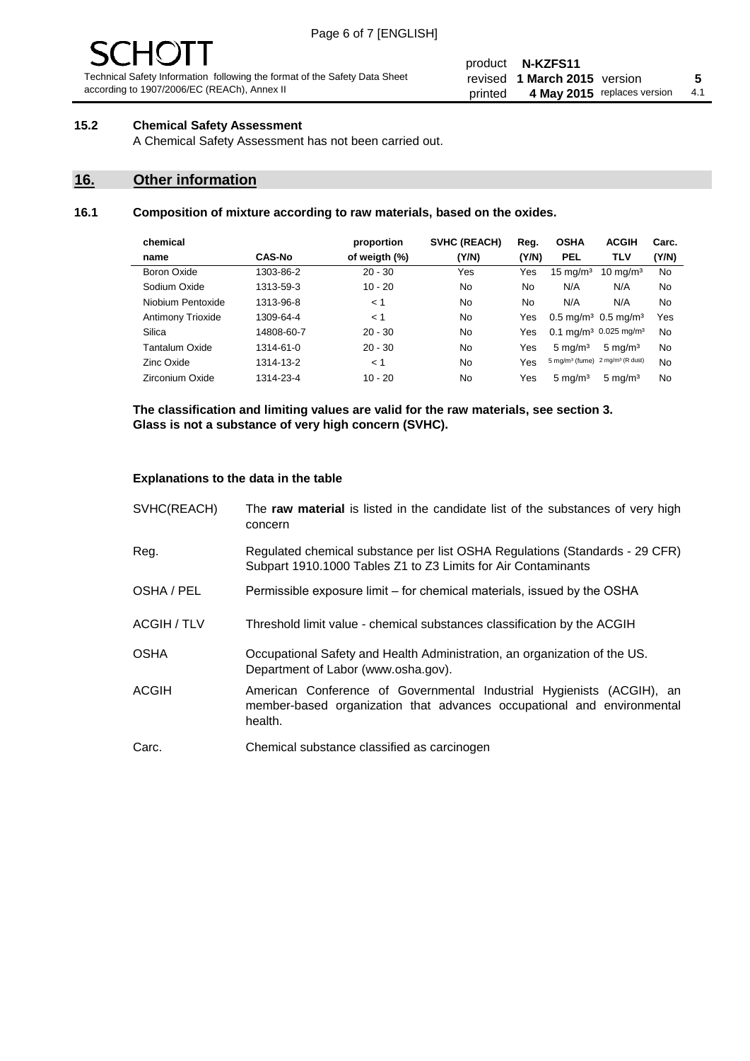### 15.2 Chemical Safety Assessment

A Chemical Safety Assessment has not been carried out.

## 16. Other information

### 16.1 Composition of mixture according to raw materials, based on the oxides.

| chemical name | CAS-No | proportion of weigth (%) | SVHC (REACH) (Y/N) | Reg. (Y/N) | OSHA PEL | ACGIH TLV | Carc. (Y/N) |
|---|---|---|---|---|---|---|---|
| Boron Oxide | 1303-86-2 | 20 - 30 | Yes | Yes | 15 mg/m³ | 10 mg/m³ | No |
| Sodium Oxide | 1313-59-3 | 10 - 20 | No | No | N/A | N/A | No |
| Niobium Pentoxide | 1313-96-8 | < 1 | No | No | N/A | N/A | No |
| Antimony Trioxide | 1309-64-4 | < 1 | No | Yes | 0.5 mg/m³ | 0.5 mg/m³ | Yes |
| Silica | 14808-60-7 | 20 - 30 | No | Yes | 0.1 mg/m³ | 0.025 mg/m³ | No |
| Tantalum Oxide | 1314-61-0 | 20 - 30 | No | Yes | 5 mg/m³ | 5 mg/m³ | No |
| Zinc Oxide | 1314-13-2 | < 1 | No | Yes | 5 mg/m³ (fume) | 2 mg/m³ (R dust) | No |
| Zirconium Oxide | 1314-23-4 | 10 - 20 | No | Yes | 5 mg/m³ | 5 mg/m³ | No |

**The classification and limiting values are valid for the raw materials, see section 3.**
**Glass is not a substance of very high concern (SVHC).**

**Explanations to the data in the table**

SVHC(REACH) — The **raw material** is listed in the candidate list of the substances of very high concern

Reg. — Regulated chemical substance per list OSHA Regulations (Standards - 29 CFR) Subpart 1910.1000 Tables Z1 to Z3 Limits for Air Contaminants

OSHA / PEL — Permissible exposure limit – for chemical materials, issued by the OSHA

ACGIH / TLV — Threshold limit value - chemical substances classification by the ACGIH

OSHA — Occupational Safety and Health Administration, an organization of the US. Department of Labor (www.osha.gov).

ACGIH — American Conference of Governmental Industrial Hygienists (ACGIH), an member-based organization that advances occupational and environmental health.

Carc. — Chemical substance classified as carcinogen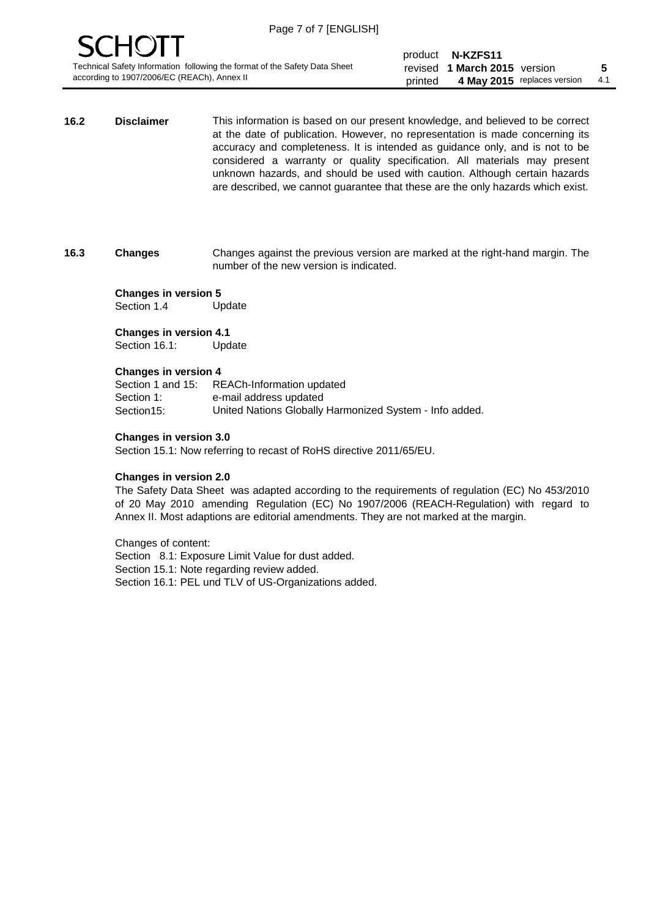**16.2 Disclaimer**

This information is based on our present knowledge, and believed to be correct at the date of publication. However, no representation is made concerning its accuracy and completeness. It is intended as guidance only, and is not to be considered a warranty or quality specification. All materials may present unknown hazards, and should be used with caution. Although certain hazards are described, we cannot guarantee that these are the only hazards which exist.

**16.3 Changes**

Changes against the previous version are marked at the right-hand margin. The number of the new version is indicated.

**Changes in version 5**

Section 1.4 Update

**Changes in version 4.1**

Section 16.1: Update

**Changes in version 4**

| | |
|---|---|
| Section 1 and 15: | REACh-Information updated |
| Section 1: | e-mail address updated |
| Section15: | United Nations Globally Harmonized System - Info added. |

**Changes in version 3.0**

Section 15.1: Now referring to recast of RoHS directive 2011/65/EU.

**Changes in version 2.0**

The Safety Data Sheet was adapted according to the requirements of regulation (EC) No 453/2010 of 20 May 2010 amending Regulation (EC) No 1907/2006 (REACH-Regulation) with regard to Annex II. Most adaptions are editorial amendments. They are not marked at the margin.

Changes of content:
Section 8.1: Exposure Limit Value for dust added.
Section 15.1: Note regarding review added.
Section 16.1: PEL und TLV of US-Organizations added.